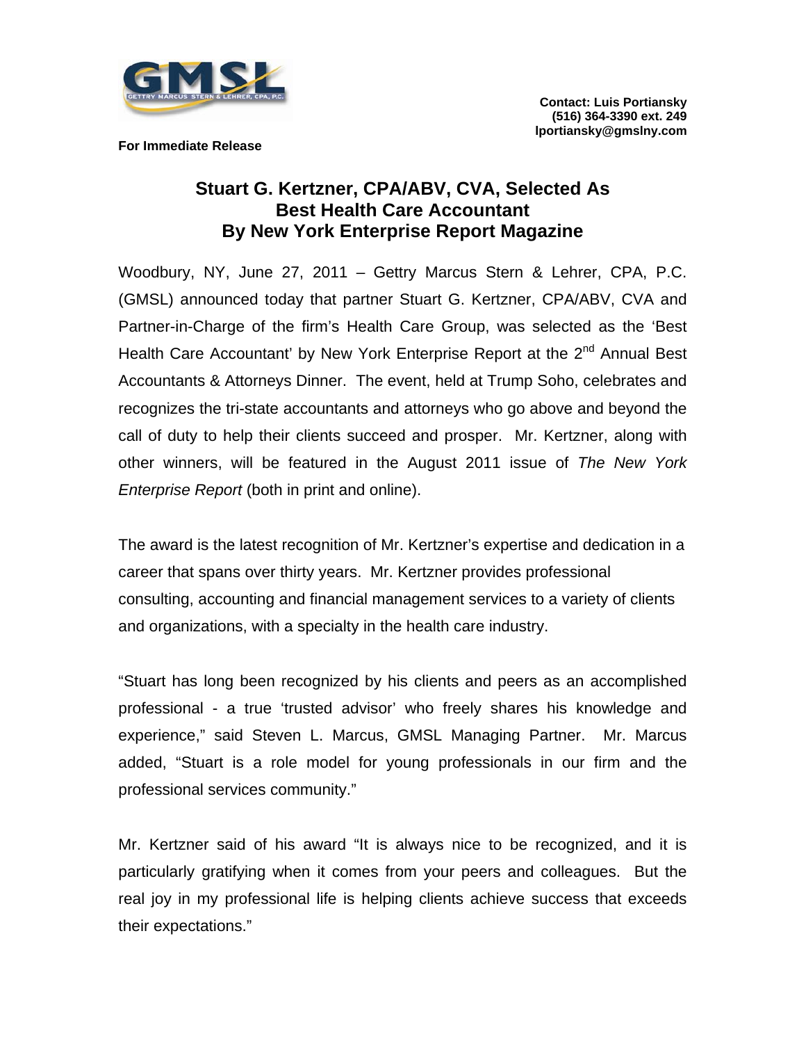GMSL
GETTRY MARCUS STERN & LEHRER, CPA, P.C.

**Contact: Luis Portiansky**
**(516) 364-3390 ext. 249**
**lportiansky@gmslny.com**

**For Immediate Release**

# Stuart G. Kertzner, CPA/ABV, CVA, Selected As Best Health Care Accountant By New York Enterprise Report Magazine

Woodbury, NY, June 27, 2011 – Gettry Marcus Stern & Lehrer, CPA, P.C. (GMSL) announced today that partner Stuart G. Kertzner, CPA/ABV, CVA and Partner-in-Charge of the firm's Health Care Group, was selected as the 'Best Health Care Accountant' by New York Enterprise Report at the 2nd Annual Best Accountants & Attorneys Dinner. The event, held at Trump Soho, celebrates and recognizes the tri-state accountants and attorneys who go above and beyond the call of duty to help their clients succeed and prosper. Mr. Kertzner, along with other winners, will be featured in the August 2011 issue of *The New York Enterprise Report* (both in print and online).

The award is the latest recognition of Mr. Kertzner's expertise and dedication in a career that spans over thirty years. Mr. Kertzner provides professional consulting, accounting and financial management services to a variety of clients and organizations, with a specialty in the health care industry.

"Stuart has long been recognized by his clients and peers as an accomplished professional - a true 'trusted advisor' who freely shares his knowledge and experience," said Steven L. Marcus, GMSL Managing Partner. Mr. Marcus added, "Stuart is a role model for young professionals in our firm and the professional services community."

Mr. Kertzner said of his award "It is always nice to be recognized, and it is particularly gratifying when it comes from your peers and colleagues. But the real joy in my professional life is helping clients achieve success that exceeds their expectations."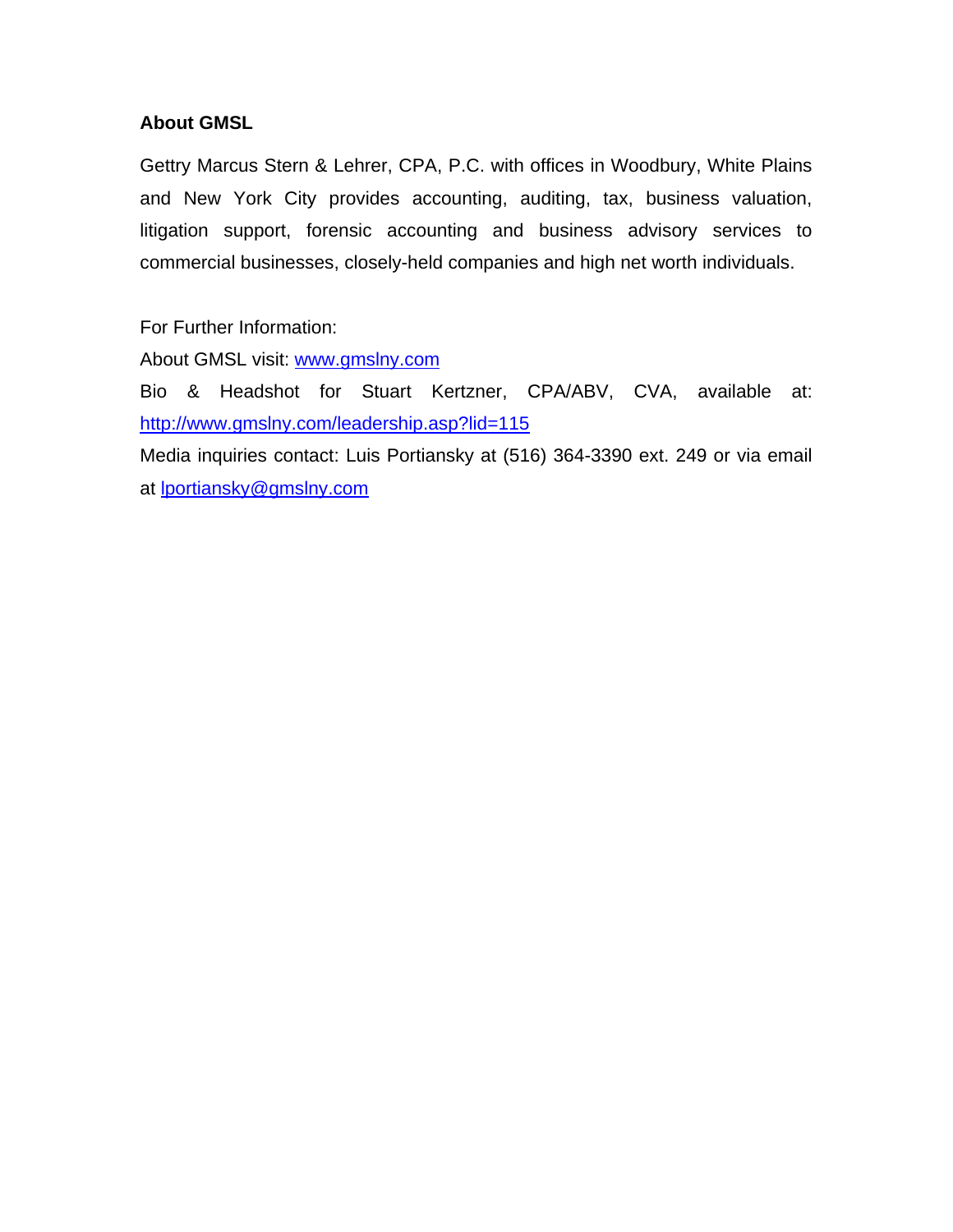**About GMSL**

Gettry Marcus Stern & Lehrer, CPA, P.C. with offices in Woodbury, White Plains and New York City provides accounting, auditing, tax, business valuation, litigation support, forensic accounting and business advisory services to commercial businesses, closely-held companies and high net worth individuals.

For Further Information:

About GMSL visit: www.gmslny.com

Bio & Headshot for Stuart Kertzner, CPA/ABV, CVA, available at: http://www.gmslny.com/leadership.asp?lid=115

Media inquiries contact: Luis Portiansky at (516) 364-3390 ext. 249 or via email at lportiansky@gmslny.com